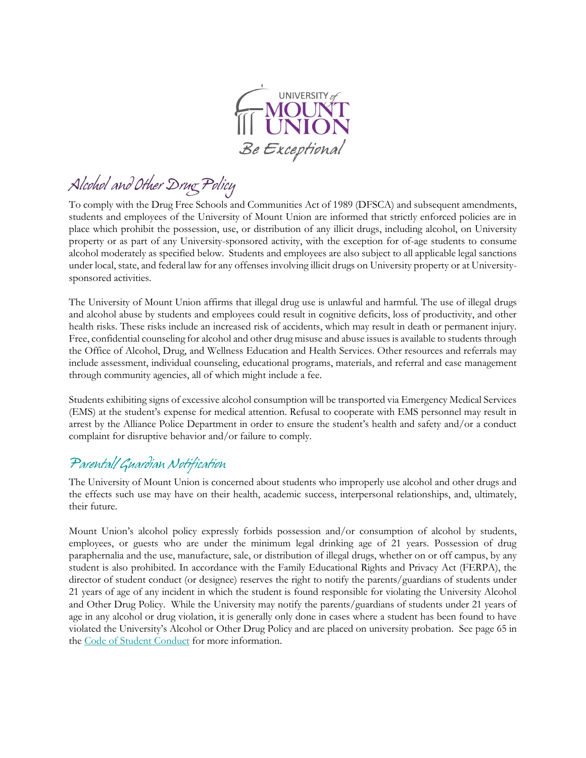# Alcohol and Other Drug Policy

To comply with the Drug Free Schools and Communities Act of 1989 (DFSCA) and subsequent amendments, students and employees of the University of Mount Union are informed that strictly enforced policies are in place which prohibit the possession, use, or distribution of any illicit drugs, including alcohol, on University property or as part of any University-sponsored activity, with the exception for of-age students to consume alcohol moderately as specified below. Students and employees are also subject to all applicable legal sanctions under local, state, and federal law for any offenses involving illicit drugs on University property or at University-sponsored activities.

The University of Mount Union affirms that illegal drug use is unlawful and harmful. The use of illegal drugs and alcohol abuse by students and employees could result in cognitive deficits, loss of productivity, and other health risks. These risks include an increased risk of accidents, which may result in death or permanent injury. Free, confidential counseling for alcohol and other drug misuse and abuse issues is available to students through the Office of Alcohol, Drug, and Wellness Education and Health Services. Other resources and referrals may include assessment, individual counseling, educational programs, materials, and referral and case management through community agencies, all of which might include a fee.

Students exhibiting signs of excessive alcohol consumption will be transported via Emergency Medical Services (EMS) at the student's expense for medical attention. Refusal to cooperate with EMS personnel may result in arrest by the Alliance Police Department in order to ensure the student's health and safety and/or a conduct complaint for disruptive behavior and/or failure to comply.

## Parental/Guardian Notification

The University of Mount Union is concerned about students who improperly use alcohol and other drugs and the effects such use may have on their health, academic success, interpersonal relationships, and, ultimately, their future.

Mount Union's alcohol policy expressly forbids possession and/or consumption of alcohol by students, employees, or guests who are under the minimum legal drinking age of 21 years. Possession of drug paraphernalia and the use, manufacture, sale, or distribution of illegal drugs, whether on or off campus, by any student is also prohibited. In accordance with the Family Educational Rights and Privacy Act (FERPA), the director of student conduct (or designee) reserves the right to notify the parents/guardians of students under 21 years of age of any incident in which the student is found responsible for violating the University Alcohol and Other Drug Policy. While the University may notify the parents/guardians of students under 21 years of age in any alcohol or drug violation, it is generally only done in cases where a student has been found to have violated the University's Alcohol or Other Drug Policy and are placed on university probation. See page 65 in the Code of Student Conduct for more information.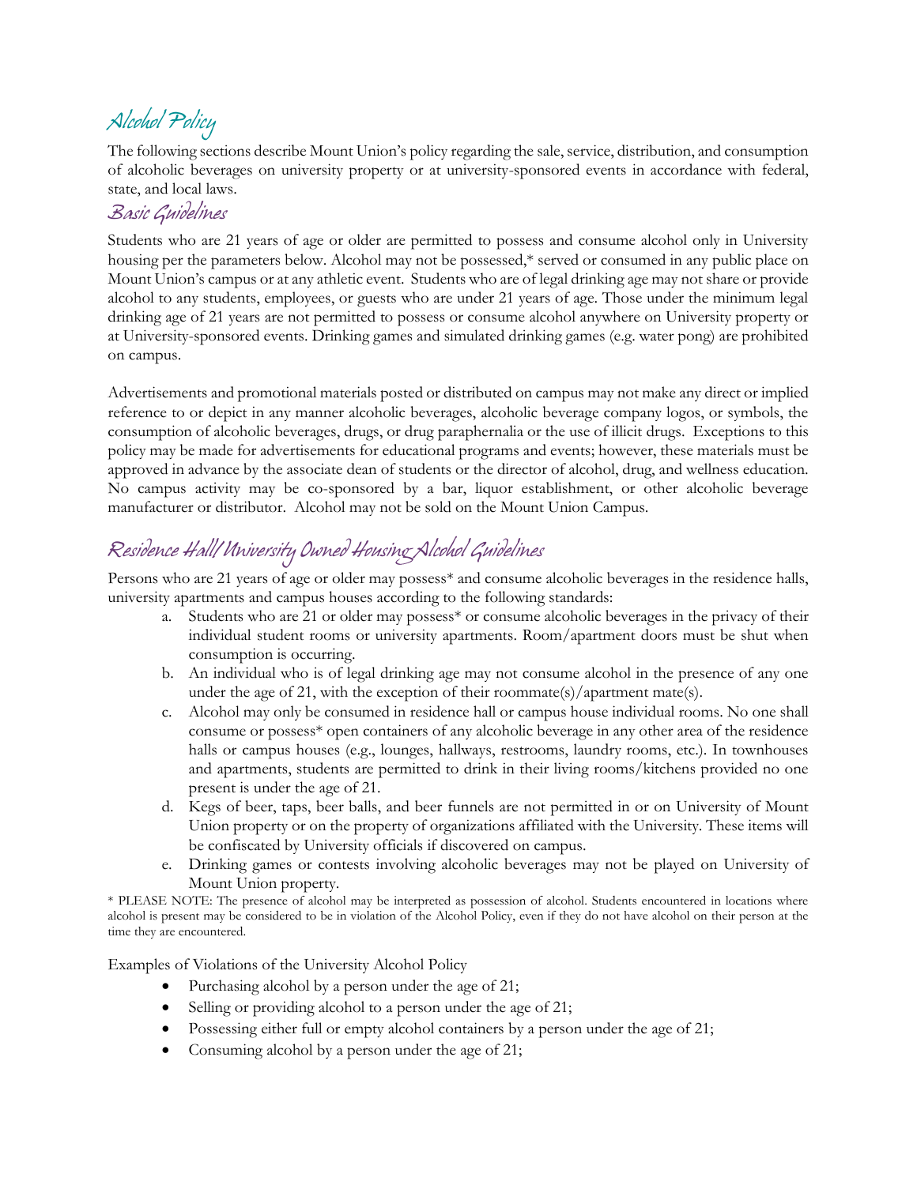# Alcohol Policy

The following sections describe Mount Union's policy regarding the sale, service, distribution, and consumption of alcoholic beverages on university property or at university-sponsored events in accordance with federal, state, and local laws.

## Basic Guidelines

Students who are 21 years of age or older are permitted to possess and consume alcohol only in University housing per the parameters below. Alcohol may not be possessed,* served or consumed in any public place on Mount Union's campus or at any athletic event. Students who are of legal drinking age may not share or provide alcohol to any students, employees, or guests who are under 21 years of age. Those under the minimum legal drinking age of 21 years are not permitted to possess or consume alcohol anywhere on University property or at University-sponsored events. Drinking games and simulated drinking games (e.g. water pong) are prohibited on campus.

Advertisements and promotional materials posted or distributed on campus may not make any direct or implied reference to or depict in any manner alcoholic beverages, alcoholic beverage company logos, or symbols, the consumption of alcoholic beverages, drugs, or drug paraphernalia or the use of illicit drugs. Exceptions to this policy may be made for advertisements for educational programs and events; however, these materials must be approved in advance by the associate dean of students or the director of alcohol, drug, and wellness education. No campus activity may be co-sponsored by a bar, liquor establishment, or other alcoholic beverage manufacturer or distributor. Alcohol may not be sold on the Mount Union Campus.

## Residence Hall/University Owned Housing Alcohol Guidelines

Persons who are 21 years of age or older may possess* and consume alcoholic beverages in the residence halls, university apartments and campus houses according to the following standards:

a. Students who are 21 or older may possess* or consume alcoholic beverages in the privacy of their individual student rooms or university apartments. Room/apartment doors must be shut when consumption is occurring.

b. An individual who is of legal drinking age may not consume alcohol in the presence of any one under the age of 21, with the exception of their roommate(s)/apartment mate(s).

c. Alcohol may only be consumed in residence hall or campus house individual rooms. No one shall consume or possess* open containers of any alcoholic beverage in any other area of the residence halls or campus houses (e.g., lounges, hallways, restrooms, laundry rooms, etc.). In townhouses and apartments, students are permitted to drink in their living rooms/kitchens provided no one present is under the age of 21.

d. Kegs of beer, taps, beer balls, and beer funnels are not permitted in or on University of Mount Union property or on the property of organizations affiliated with the University. These items will be confiscated by University officials if discovered on campus.

e. Drinking games or contests involving alcoholic beverages may not be played on University of Mount Union property.

* PLEASE NOTE: The presence of alcohol may be interpreted as possession of alcohol. Students encountered in locations where alcohol is present may be considered to be in violation of the Alcohol Policy, even if they do not have alcohol on their person at the time they are encountered.

Examples of Violations of the University Alcohol Policy

- Purchasing alcohol by a person under the age of 21;
- Selling or providing alcohol to a person under the age of 21;
- Possessing either full or empty alcohol containers by a person under the age of 21;
- Consuming alcohol by a person under the age of 21;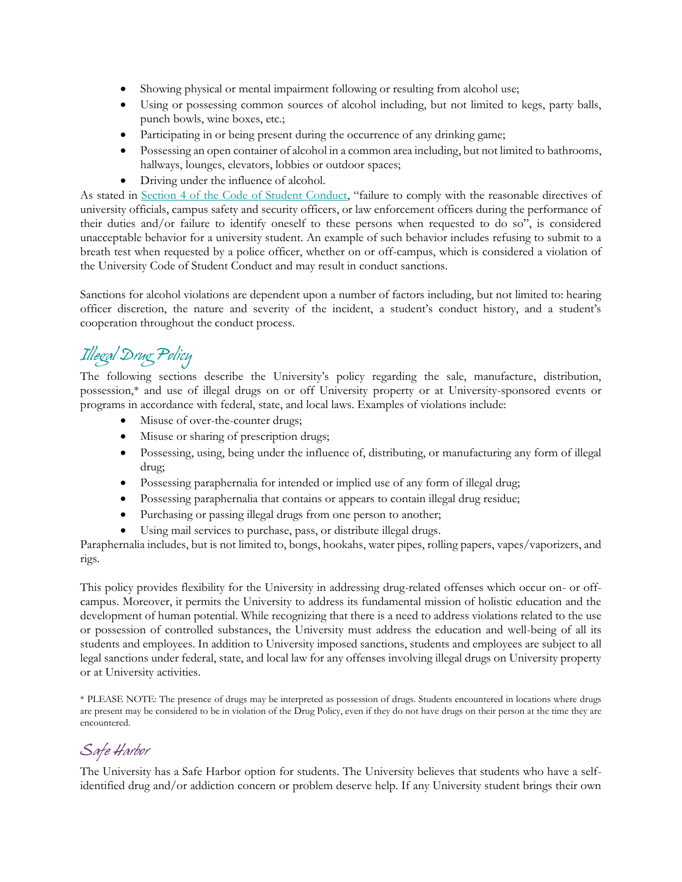- Showing physical or mental impairment following or resulting from alcohol use;
- Using or possessing common sources of alcohol including, but not limited to kegs, party balls, punch bowls, wine boxes, etc.;
- Participating in or being present during the occurrence of any drinking game;
- Possessing an open container of alcohol in a common area including, but not limited to bathrooms, hallways, lounges, elevators, lobbies or outdoor spaces;
- Driving under the influence of alcohol.

As stated in [Section 4 of the Code of Student Conduct](), "failure to comply with the reasonable directives of university officials, campus safety and security officers, or law enforcement officers during the performance of their duties and/or failure to identify oneself to these persons when requested to do so", is considered unacceptable behavior for a university student. An example of such behavior includes refusing to submit to a breath test when requested by a police officer, whether on or off-campus, which is considered a violation of the University Code of Student Conduct and may result in conduct sanctions.

Sanctions for alcohol violations are dependent upon a number of factors including, but not limited to: hearing officer discretion, the nature and severity of the incident, a student's conduct history, and a student's cooperation throughout the conduct process.

## Illegal Drug Policy

The following sections describe the University's policy regarding the sale, manufacture, distribution, possession,* and use of illegal drugs on or off University property or at University-sponsored events or programs in accordance with federal, state, and local laws. Examples of violations include:

- Misuse of over-the-counter drugs;
- Misuse or sharing of prescription drugs;
- Possessing, using, being under the influence of, distributing, or manufacturing any form of illegal drug;
- Possessing paraphernalia for intended or implied use of any form of illegal drug;
- Possessing paraphernalia that contains or appears to contain illegal drug residue;
- Purchasing or passing illegal drugs from one person to another;
- Using mail services to purchase, pass, or distribute illegal drugs.

Paraphernalia includes, but is not limited to, bongs, hookahs, water pipes, rolling papers, vapes/vaporizers, and rigs.

This policy provides flexibility for the University in addressing drug-related offenses which occur on- or off-campus. Moreover, it permits the University to address its fundamental mission of holistic education and the development of human potential. While recognizing that there is a need to address violations related to the use or possession of controlled substances, the University must address the education and well-being of all its students and employees. In addition to University imposed sanctions, students and employees are subject to all legal sanctions under federal, state, and local law for any offenses involving illegal drugs on University property or at University activities.

* PLEASE NOTE: The presence of drugs may be interpreted as possession of drugs. Students encountered in locations where drugs are present may be considered to be in violation of the Drug Policy, even if they do not have drugs on their person at the time they are encountered.

## Safe Harbor

The University has a Safe Harbor option for students. The University believes that students who have a self-identified drug and/or addiction concern or problem deserve help. If any University student brings their own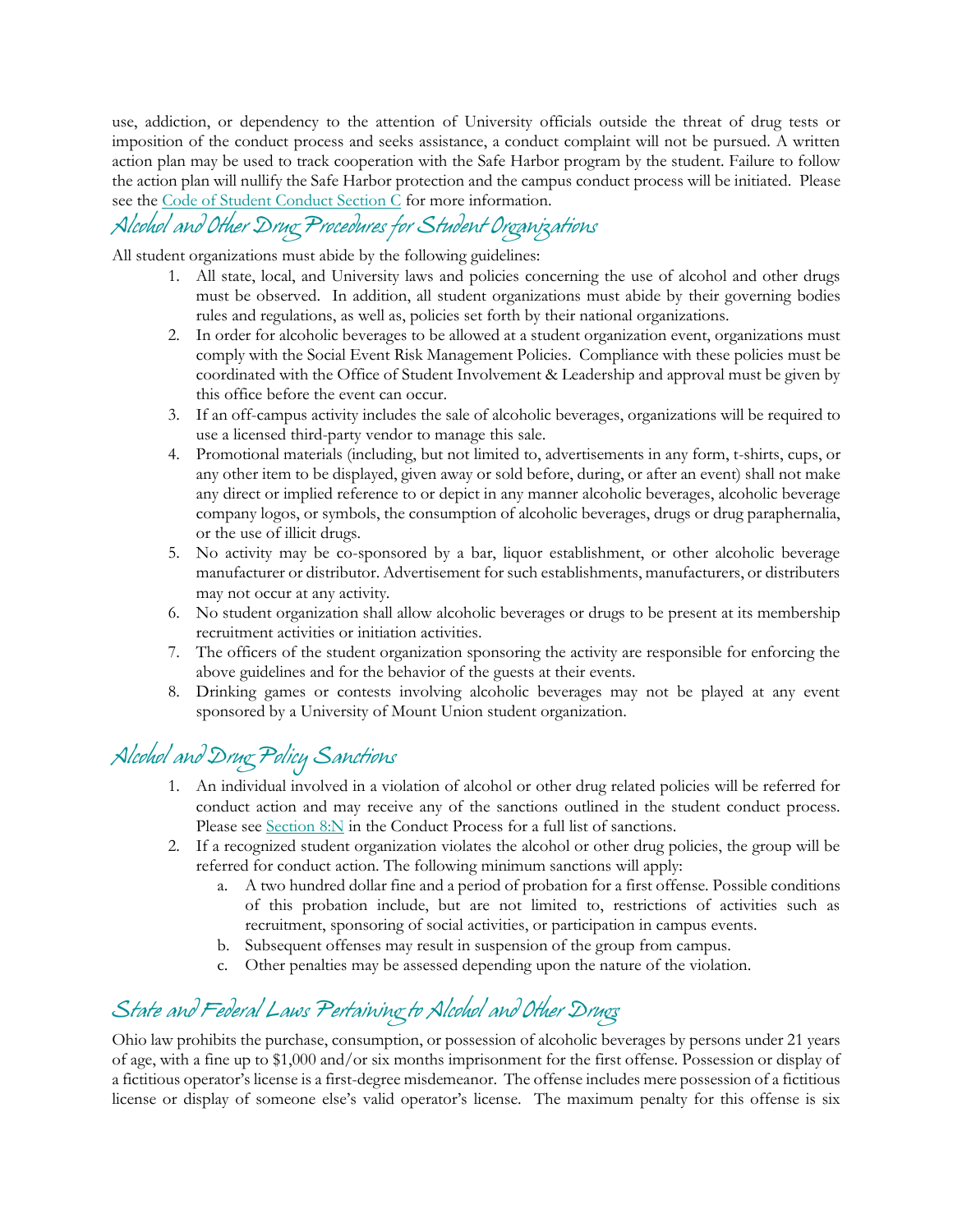use, addiction, or dependency to the attention of University officials outside the threat of drug tests or imposition of the conduct process and seeks assistance, a conduct complaint will not be pursued. A written action plan may be used to track cooperation with the Safe Harbor program by the student. Failure to follow the action plan will nullify the Safe Harbor protection and the campus conduct process will be initiated. Please see the Code of Student Conduct Section C for more information.

## Alcohol and Other Drug Procedures for Student Organizations

All student organizations must abide by the following guidelines:

1. All state, local, and University laws and policies concerning the use of alcohol and other drugs must be observed. In addition, all student organizations must abide by their governing bodies rules and regulations, as well as, policies set forth by their national organizations.
2. In order for alcoholic beverages to be allowed at a student organization event, organizations must comply with the Social Event Risk Management Policies. Compliance with these policies must be coordinated with the Office of Student Involvement & Leadership and approval must be given by this office before the event can occur.
3. If an off-campus activity includes the sale of alcoholic beverages, organizations will be required to use a licensed third-party vendor to manage this sale.
4. Promotional materials (including, but not limited to, advertisements in any form, t-shirts, cups, or any other item to be displayed, given away or sold before, during, or after an event) shall not make any direct or implied reference to or depict in any manner alcoholic beverages, alcoholic beverage company logos, or symbols, the consumption of alcoholic beverages, drugs or drug paraphernalia, or the use of illicit drugs.
5. No activity may be co-sponsored by a bar, liquor establishment, or other alcoholic beverage manufacturer or distributor. Advertisement for such establishments, manufacturers, or distributers may not occur at any activity.
6. No student organization shall allow alcoholic beverages or drugs to be present at its membership recruitment activities or initiation activities.
7. The officers of the student organization sponsoring the activity are responsible for enforcing the above guidelines and for the behavior of the guests at their events.
8. Drinking games or contests involving alcoholic beverages may not be played at any event sponsored by a University of Mount Union student organization.

## Alcohol and Drug Policy Sanctions

1. An individual involved in a violation of alcohol or other drug related policies will be referred for conduct action and may receive any of the sanctions outlined in the student conduct process. Please see Section 8:N in the Conduct Process for a full list of sanctions.
2. If a recognized student organization violates the alcohol or other drug policies, the group will be referred for conduct action. The following minimum sanctions will apply:
   a. A two hundred dollar fine and a period of probation for a first offense. Possible conditions of this probation include, but are not limited to, restrictions of activities such as recruitment, sponsoring of social activities, or participation in campus events.
   b. Subsequent offenses may result in suspension of the group from campus.
   c. Other penalties may be assessed depending upon the nature of the violation.

## State and Federal Laws Pertaining to Alcohol and Other Drugs

Ohio law prohibits the purchase, consumption, or possession of alcoholic beverages by persons under 21 years of age, with a fine up to $1,000 and/or six months imprisonment for the first offense. Possession or display of a fictitious operator's license is a first-degree misdemeanor. The offense includes mere possession of a fictitious license or display of someone else's valid operator's license. The maximum penalty for this offense is six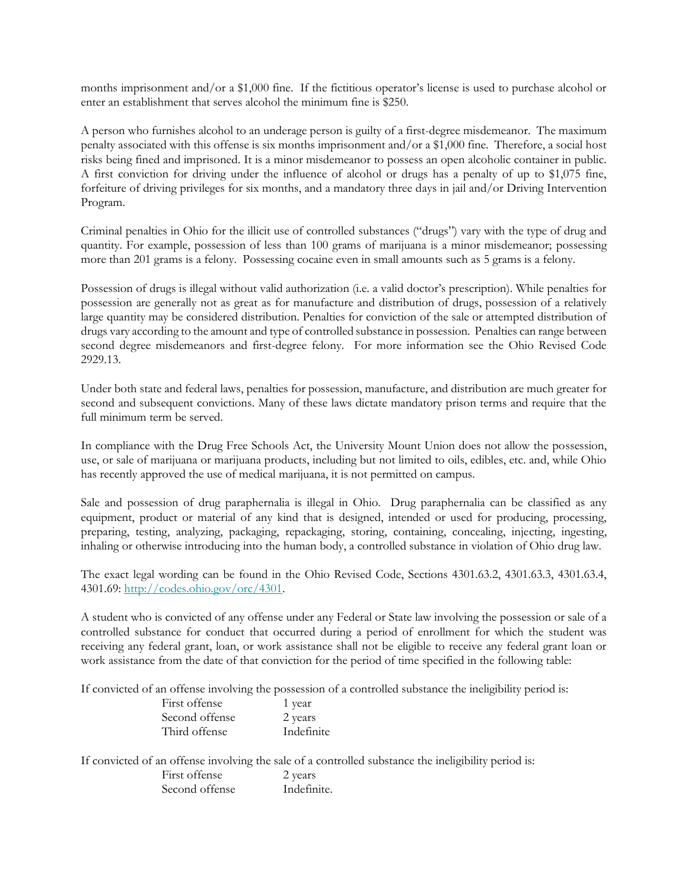months imprisonment and/or a $1,000 fine. If the fictitious operator's license is used to purchase alcohol or enter an establishment that serves alcohol the minimum fine is $250.

A person who furnishes alcohol to an underage person is guilty of a first-degree misdemeanor. The maximum penalty associated with this offense is six months imprisonment and/or a $1,000 fine. Therefore, a social host risks being fined and imprisoned. It is a minor misdemeanor to possess an open alcoholic container in public. A first conviction for driving under the influence of alcohol or drugs has a penalty of up to $1,075 fine, forfeiture of driving privileges for six months, and a mandatory three days in jail and/or Driving Intervention Program.

Criminal penalties in Ohio for the illicit use of controlled substances ("drugs") vary with the type of drug and quantity. For example, possession of less than 100 grams of marijuana is a minor misdemeanor; possessing more than 201 grams is a felony. Possessing cocaine even in small amounts such as 5 grams is a felony.

Possession of drugs is illegal without valid authorization (i.e. a valid doctor's prescription). While penalties for possession are generally not as great as for manufacture and distribution of drugs, possession of a relatively large quantity may be considered distribution. Penalties for conviction of the sale or attempted distribution of drugs vary according to the amount and type of controlled substance in possession. Penalties can range between second degree misdemeanors and first-degree felony. For more information see the Ohio Revised Code 2929.13.

Under both state and federal laws, penalties for possession, manufacture, and distribution are much greater for second and subsequent convictions. Many of these laws dictate mandatory prison terms and require that the full minimum term be served.

In compliance with the Drug Free Schools Act, the University Mount Union does not allow the possession, use, or sale of marijuana or marijuana products, including but not limited to oils, edibles, etc. and, while Ohio has recently approved the use of medical marijuana, it is not permitted on campus.

Sale and possession of drug paraphernalia is illegal in Ohio. Drug paraphernalia can be classified as any equipment, product or material of any kind that is designed, intended or used for producing, processing, preparing, testing, analyzing, packaging, repackaging, storing, containing, concealing, injecting, ingesting, inhaling or otherwise introducing into the human body, a controlled substance in violation of Ohio drug law.

The exact legal wording can be found in the Ohio Revised Code, Sections 4301.63.2, 4301.63.3, 4301.63.4, 4301.69: [http://codes.ohio.gov/orc/4301](http://codes.ohio.gov/orc/4301).

A student who is convicted of any offense under any Federal or State law involving the possession or sale of a controlled substance for conduct that occurred during a period of enrollment for which the student was receiving any federal grant, loan, or work assistance shall not be eligible to receive any federal grant loan or work assistance from the date of that conviction for the period of time specified in the following table:

If convicted of an offense involving the possession of a controlled substance the ineligibility period is:

| | |
|---|---|
| First offense | 1 year |
| Second offense | 2 years |
| Third offense | Indefinite |

If convicted of an offense involving the sale of a controlled substance the ineligibility period is:

| | |
|---|---|
| First offense | 2 years |
| Second offense | Indefinite. |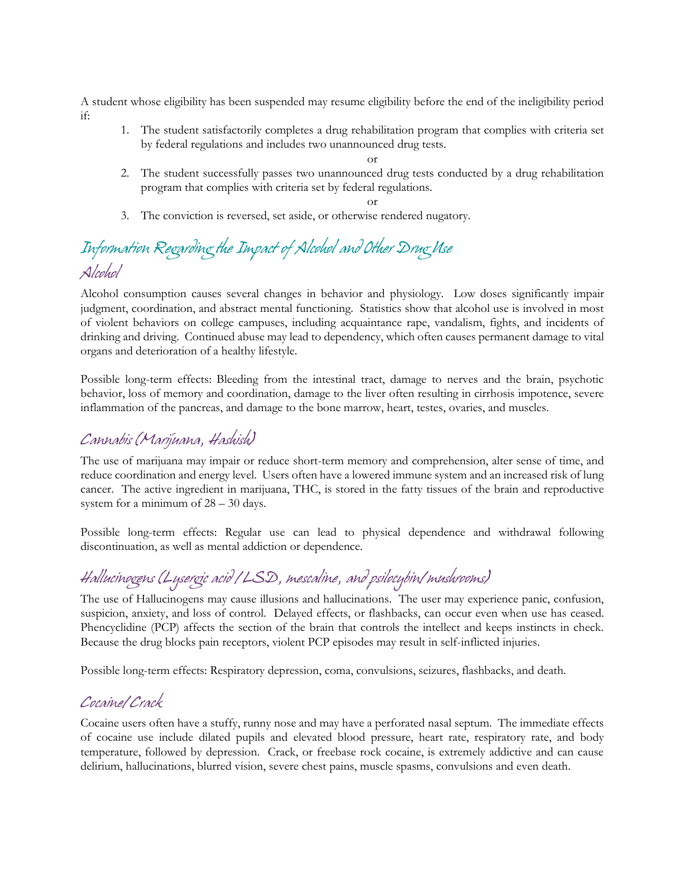A student whose eligibility has been suspended may resume eligibility before the end of the ineligibility period if:

1. The student satisfactorily completes a drug rehabilitation program that complies with criteria set by federal regulations and includes two unannounced drug tests.

   or

2. The student successfully passes two unannounced drug tests conducted by a drug rehabilitation program that complies with criteria set by federal regulations.

   or

3. The conviction is reversed, set aside, or otherwise rendered nugatory.

## Information Regarding the Impact of Alcohol and Other Drug Use

### Alcohol

Alcohol consumption causes several changes in behavior and physiology. Low doses significantly impair judgment, coordination, and abstract mental functioning. Statistics show that alcohol use is involved in most of violent behaviors on college campuses, including acquaintance rape, vandalism, fights, and incidents of drinking and driving. Continued abuse may lead to dependency, which often causes permanent damage to vital organs and deterioration of a healthy lifestyle.

Possible long-term effects: Bleeding from the intestinal tract, damage to nerves and the brain, psychotic behavior, loss of memory and coordination, damage to the liver often resulting in cirrhosis impotence, severe inflammation of the pancreas, and damage to the bone marrow, heart, testes, ovaries, and muscles.

### Cannabis (Marijuana, Hashish)

The use of marijuana may impair or reduce short-term memory and comprehension, alter sense of time, and reduce coordination and energy level. Users often have a lowered immune system and an increased risk of lung cancer. The active ingredient in marijuana, THC, is stored in the fatty tissues of the brain and reproductive system for a minimum of 28 – 30 days.

Possible long-term effects: Regular use can lead to physical dependence and withdrawal following discontinuation, as well as mental addiction or dependence.

### Hallucinogens (Lysergic acid / LSD, mescaline, and psilocybin/ mushrooms)

The use of Hallucinogens may cause illusions and hallucinations. The user may experience panic, confusion, suspicion, anxiety, and loss of control. Delayed effects, or flashbacks, can occur even when use has ceased. Phencyclidine (PCP) affects the section of the brain that controls the intellect and keeps instincts in check. Because the drug blocks pain receptors, violent PCP episodes may result in self-inflicted injuries.

Possible long-term effects: Respiratory depression, coma, convulsions, seizures, flashbacks, and death.

### Cocaine/ Crack

Cocaine users often have a stuffy, runny nose and may have a perforated nasal septum. The immediate effects of cocaine use include dilated pupils and elevated blood pressure, heart rate, respiratory rate, and body temperature, followed by depression. Crack, or freebase rock cocaine, is extremely addictive and can cause delirium, hallucinations, blurred vision, severe chest pains, muscle spasms, convulsions and even death.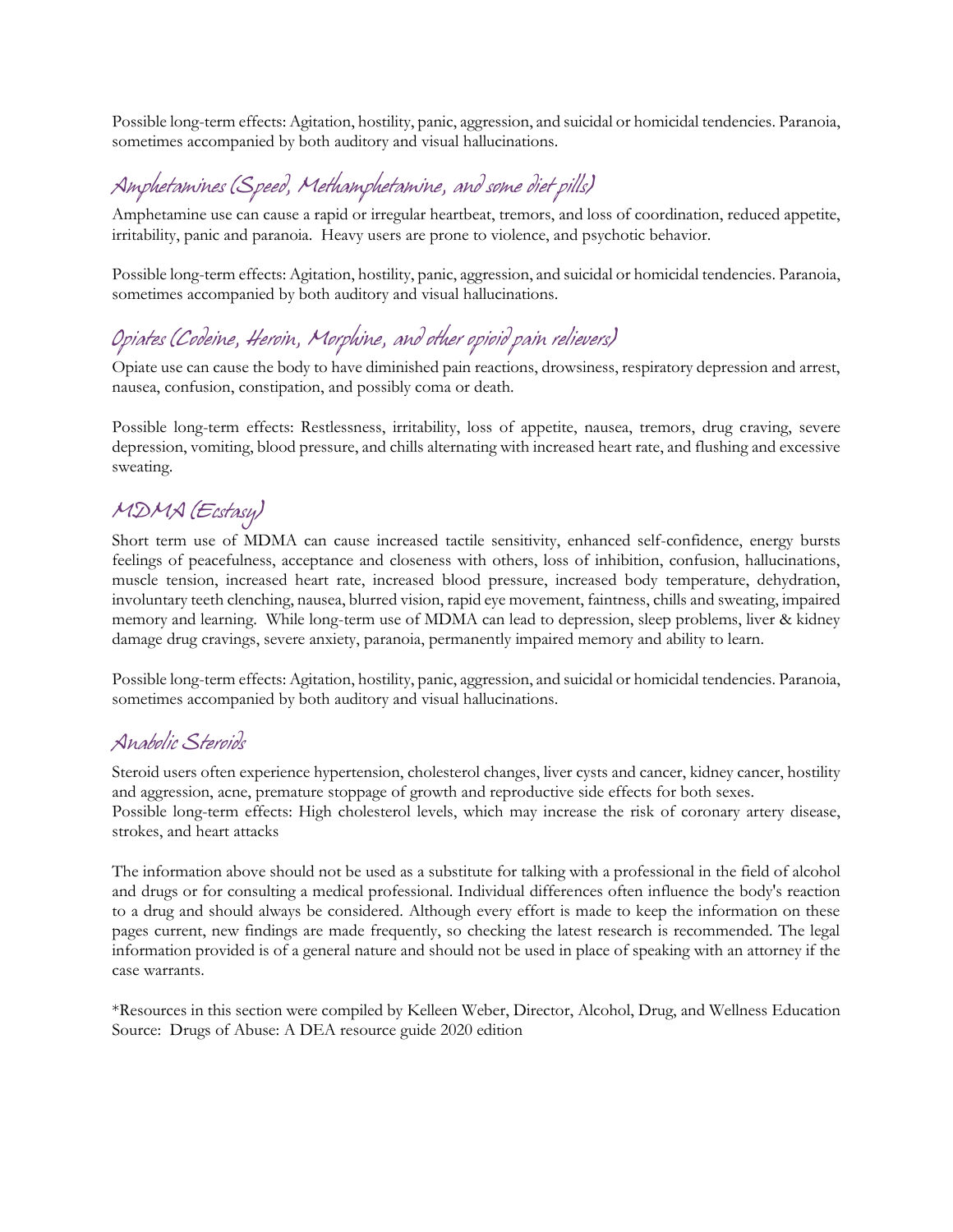Possible long-term effects: Agitation, hostility, panic, aggression, and suicidal or homicidal tendencies. Paranoia, sometimes accompanied by both auditory and visual hallucinations.

## Amphetamines (Speed, Methamphetamine, and some diet pills)

Amphetamine use can cause a rapid or irregular heartbeat, tremors, and loss of coordination, reduced appetite, irritability, panic and paranoia. Heavy users are prone to violence, and psychotic behavior.

Possible long-term effects: Agitation, hostility, panic, aggression, and suicidal or homicidal tendencies. Paranoia, sometimes accompanied by both auditory and visual hallucinations.

## Opiates (Codeine, Heroin, Morphine, and other opioid pain relievers)

Opiate use can cause the body to have diminished pain reactions, drowsiness, respiratory depression and arrest, nausea, confusion, constipation, and possibly coma or death.

Possible long-term effects: Restlessness, irritability, loss of appetite, nausea, tremors, drug craving, severe depression, vomiting, blood pressure, and chills alternating with increased heart rate, and flushing and excessive sweating.

## MDMA (Ecstasy)

Short term use of MDMA can cause increased tactile sensitivity, enhanced self-confidence, energy bursts feelings of peacefulness, acceptance and closeness with others, loss of inhibition, confusion, hallucinations, muscle tension, increased heart rate, increased blood pressure, increased body temperature, dehydration, involuntary teeth clenching, nausea, blurred vision, rapid eye movement, faintness, chills and sweating, impaired memory and learning. While long-term use of MDMA can lead to depression, sleep problems, liver & kidney damage drug cravings, severe anxiety, paranoia, permanently impaired memory and ability to learn.

Possible long-term effects: Agitation, hostility, panic, aggression, and suicidal or homicidal tendencies. Paranoia, sometimes accompanied by both auditory and visual hallucinations.

## Anabolic Steroids

Steroid users often experience hypertension, cholesterol changes, liver cysts and cancer, kidney cancer, hostility and aggression, acne, premature stoppage of growth and reproductive side effects for both sexes.
Possible long-term effects: High cholesterol levels, which may increase the risk of coronary artery disease, strokes, and heart attacks

The information above should not be used as a substitute for talking with a professional in the field of alcohol and drugs or for consulting a medical professional. Individual differences often influence the body's reaction to a drug and should always be considered. Although every effort is made to keep the information on these pages current, new findings are made frequently, so checking the latest research is recommended. The legal information provided is of a general nature and should not be used in place of speaking with an attorney if the case warrants.

*Resources in this section were compiled by Kelleen Weber, Director, Alcohol, Drug, and Wellness Education
Source: Drugs of Abuse: A DEA resource guide 2020 edition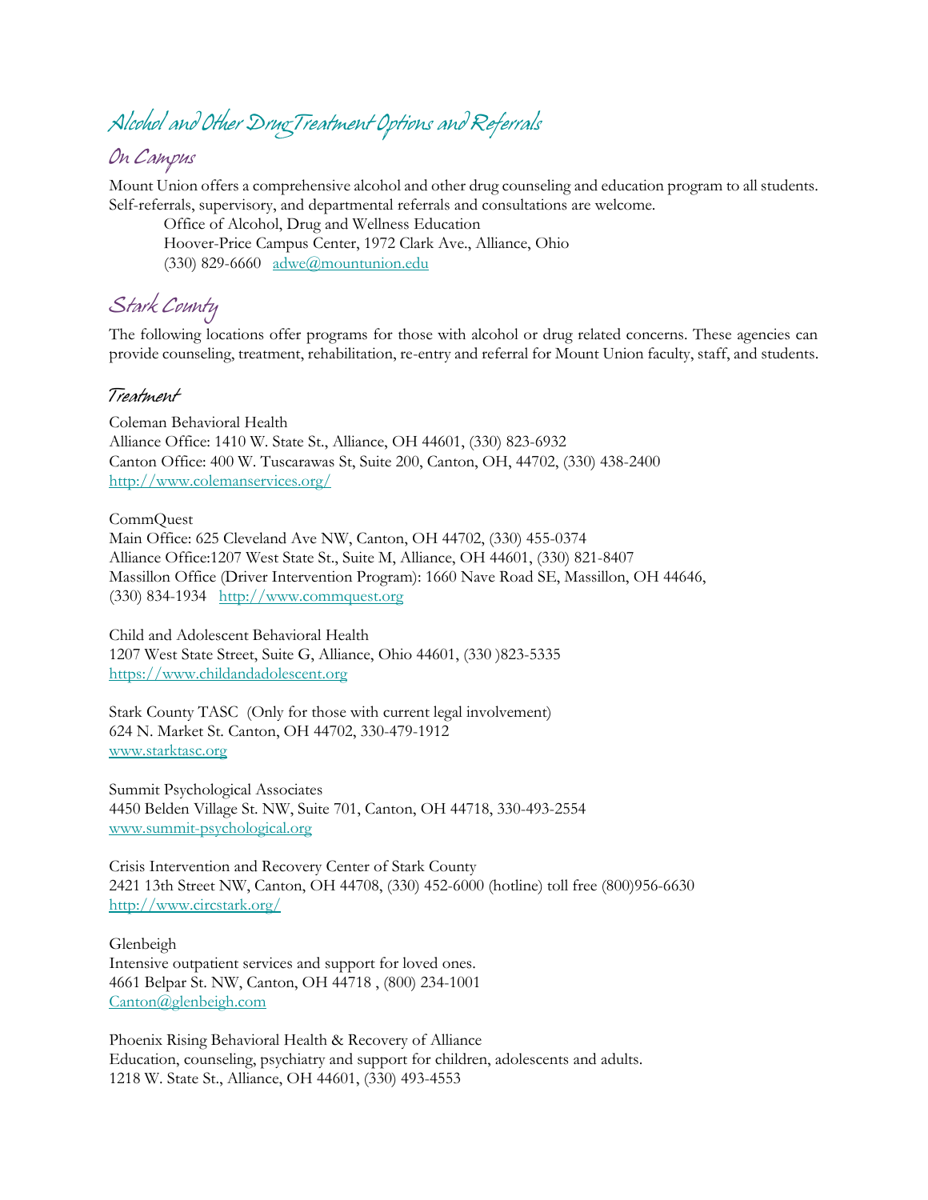# Alcohol and Other Drug Treatment Options and Referrals

## On Campus

Mount Union offers a comprehensive alcohol and other drug counseling and education program to all students. Self-referrals, supervisory, and departmental referrals and consultations are welcome.

Office of Alcohol, Drug and Wellness Education
Hoover-Price Campus Center, 1972 Clark Ave., Alliance, Ohio
(330) 829-6660 adwe@mountunion.edu

## Stark County

The following locations offer programs for those with alcohol or drug related concerns. These agencies can provide counseling, treatment, rehabilitation, re-entry and referral for Mount Union faculty, staff, and students.

### Treatment

Coleman Behavioral Health
Alliance Office: 1410 W. State St., Alliance, OH 44601, (330) 823-6932
Canton Office: 400 W. Tuscarawas St, Suite 200, Canton, OH, 44702, (330) 438-2400
http://www.colemanservices.org/

CommQuest
Main Office: 625 Cleveland Ave NW, Canton, OH 44702, (330) 455-0374
Alliance Office:1207 West State St., Suite M, Alliance, OH 44601, (330) 821-8407
Massillon Office (Driver Intervention Program): 1660 Nave Road SE, Massillon, OH 44646, (330) 834-1934 http://www.commquest.org

Child and Adolescent Behavioral Health
1207 West State Street, Suite G, Alliance, Ohio 44601, (330 )823-5335
https://www.childandadolescent.org

Stark County TASC (Only for those with current legal involvement)
624 N. Market St. Canton, OH 44702, 330-479-1912
www.starktasc.org

Summit Psychological Associates
4450 Belden Village St. NW, Suite 701, Canton, OH 44718, 330-493-2554
www.summit-psychological.org

Crisis Intervention and Recovery Center of Stark County
2421 13th Street NW, Canton, OH 44708, (330) 452-6000 (hotline) toll free (800)956-6630
http://www.circstark.org/

Glenbeigh
Intensive outpatient services and support for loved ones.
4661 Belpar St. NW, Canton, OH 44718 , (800) 234-1001
Canton@glenbeigh.com

Phoenix Rising Behavioral Health & Recovery of Alliance
Education, counseling, psychiatry and support for children, adolescents and adults.
1218 W. State St., Alliance, OH 44601, (330) 493-4553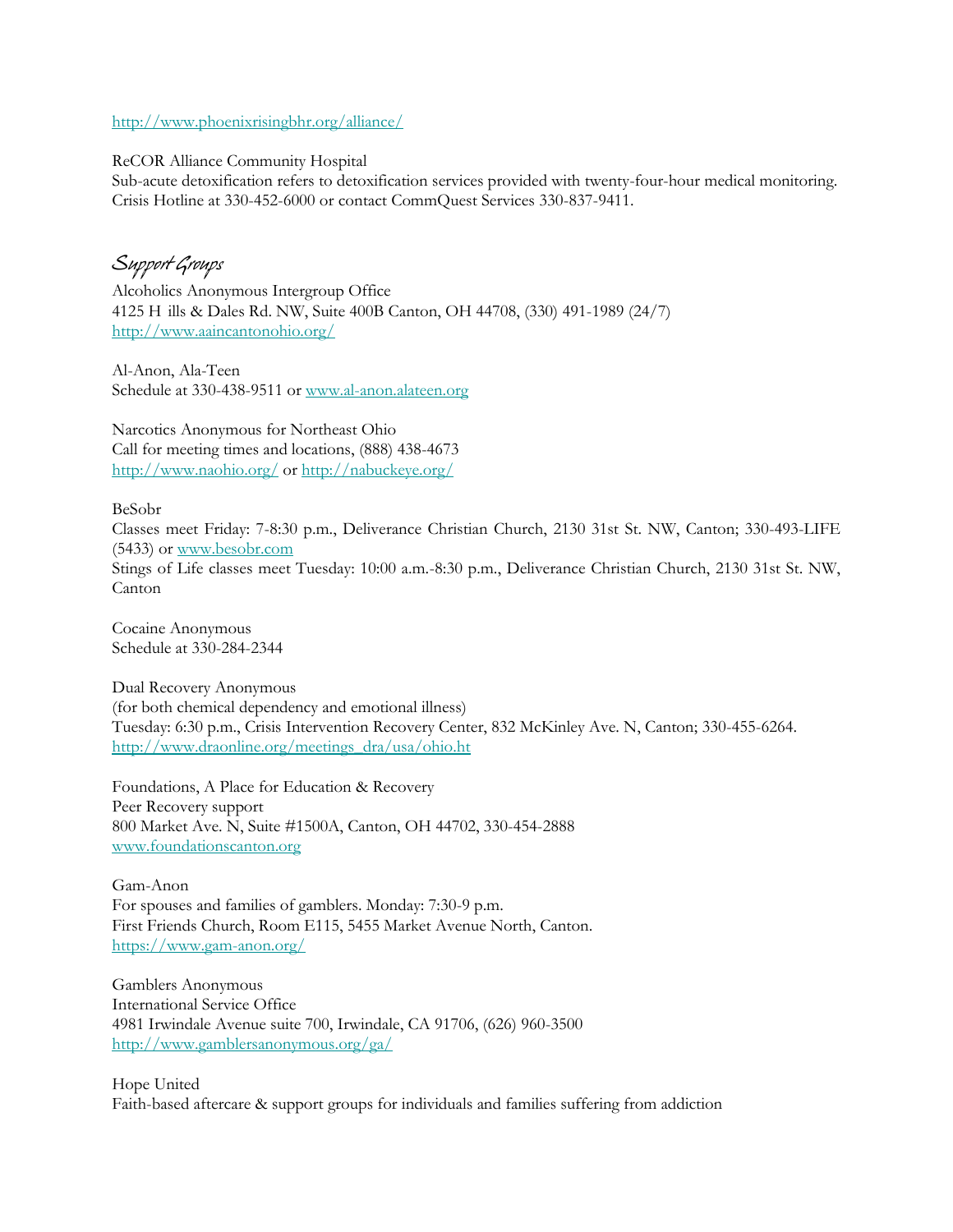http://www.phoenixrisingbhr.org/alliance/

ReCOR Alliance Community Hospital
Sub-acute detoxification refers to detoxification services provided with twenty-four-hour medical monitoring. Crisis Hotline at 330-452-6000 or contact CommQuest Services 330-837-9411.

## *Support Groups*

Alcoholics Anonymous Intergroup Office
4125 H ills & Dales Rd. NW, Suite 400B Canton, OH 44708, (330) 491-1989 (24/7)
http://www.aaincantonohio.org/

Al-Anon, Ala-Teen
Schedule at 330-438-9511 or www.al-anon.alateen.org

Narcotics Anonymous for Northeast Ohio
Call for meeting times and locations, (888) 438-4673
http://www.naohio.org/ or http://nabuckeye.org/

BeSobr
Classes meet Friday: 7-8:30 p.m., Deliverance Christian Church, 2130 31st St. NW, Canton; 330-493-LIFE (5433) or www.besobr.com
Stings of Life classes meet Tuesday: 10:00 a.m.-8:30 p.m., Deliverance Christian Church, 2130 31st St. NW, Canton

Cocaine Anonymous
Schedule at 330-284-2344

Dual Recovery Anonymous
(for both chemical dependency and emotional illness)
Tuesday: 6:30 p.m., Crisis Intervention Recovery Center, 832 McKinley Ave. N, Canton; 330-455-6264.
http://www.draonline.org/meetings_dra/usa/ohio.ht

Foundations, A Place for Education & Recovery
Peer Recovery support
800 Market Ave. N, Suite #1500A, Canton, OH 44702, 330-454-2888
www.foundationscanton.org

Gam-Anon
For spouses and families of gamblers. Monday: 7:30-9 p.m.
First Friends Church, Room E115, 5455 Market Avenue North, Canton.
https://www.gam-anon.org/

Gamblers Anonymous
International Service Office
4981 Irwindale Avenue suite 700, Irwindale, CA 91706, (626) 960-3500
http://www.gamblersanonymous.org/ga/

Hope United
Faith-based aftercare & support groups for individuals and families suffering from addiction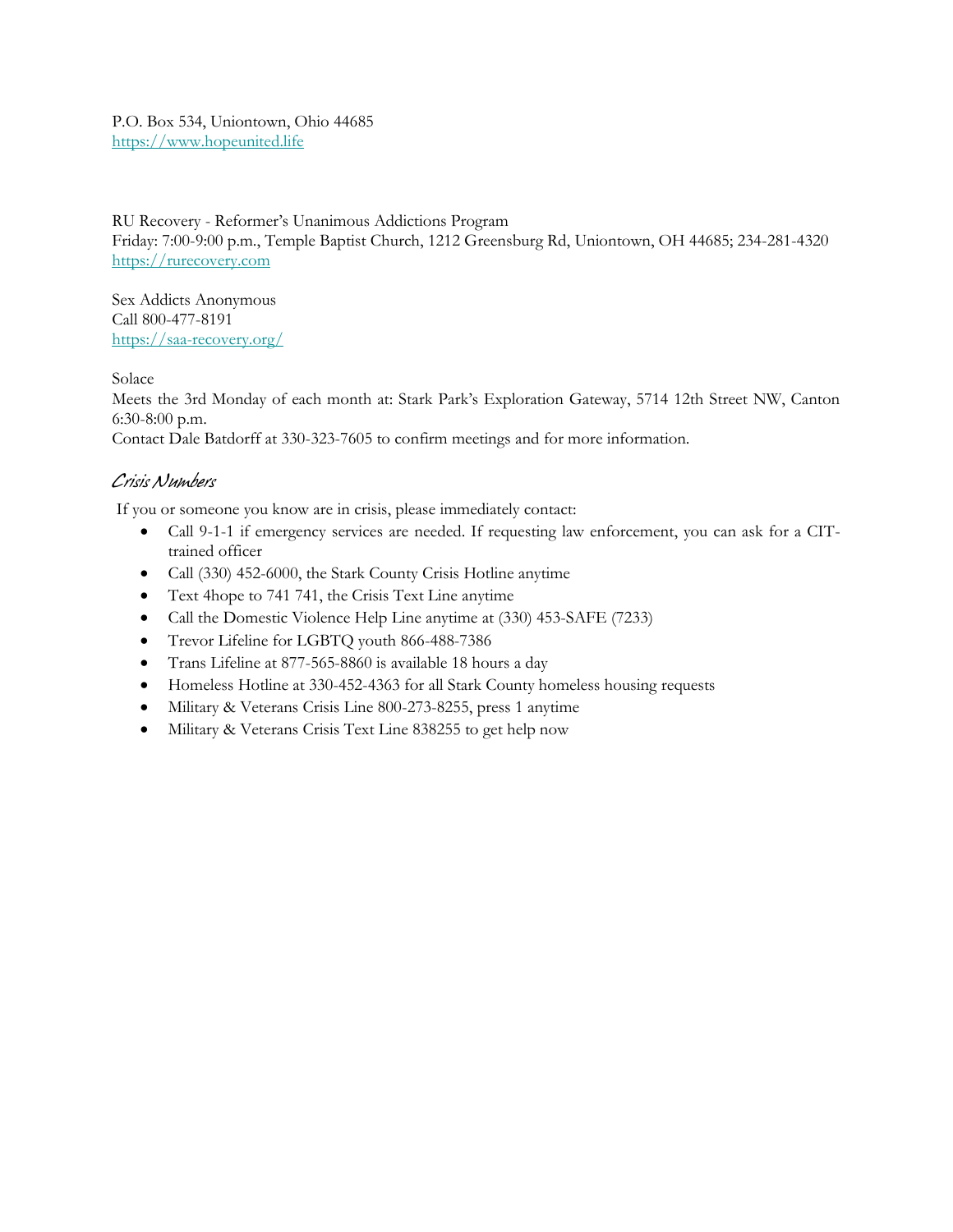P.O. Box 534, Uniontown, Ohio 44685
https://www.hopeunited.life

RU Recovery - Reformer's Unanimous Addictions Program
Friday: 7:00-9:00 p.m., Temple Baptist Church, 1212 Greensburg Rd, Uniontown, OH 44685; 234-281-4320
https://rurecovery.com

Sex Addicts Anonymous
Call 800-477-8191
https://saa-recovery.org/

Solace
Meets the 3rd Monday of each month at: Stark Park's Exploration Gateway, 5714 12th Street NW, Canton 6:30-8:00 p.m.
Contact Dale Batdorff at 330-323-7605 to confirm meetings and for more information.

## *Crisis Numbers*

If you or someone you know are in crisis, please immediately contact:

- Call 9-1-1 if emergency services are needed. If requesting law enforcement, you can ask for a CIT-trained officer
- Call (330) 452-6000, the Stark County Crisis Hotline anytime
- Text 4hope to 741 741, the Crisis Text Line anytime
- Call the Domestic Violence Help Line anytime at (330) 453-SAFE (7233)
- Trevor Lifeline for LGBTQ youth 866-488-7386
- Trans Lifeline at 877-565-8860 is available 18 hours a day
- Homeless Hotline at 330-452-4363 for all Stark County homeless housing requests
- Military & Veterans Crisis Line 800-273-8255, press 1 anytime
- Military & Veterans Crisis Text Line 838255 to get help now